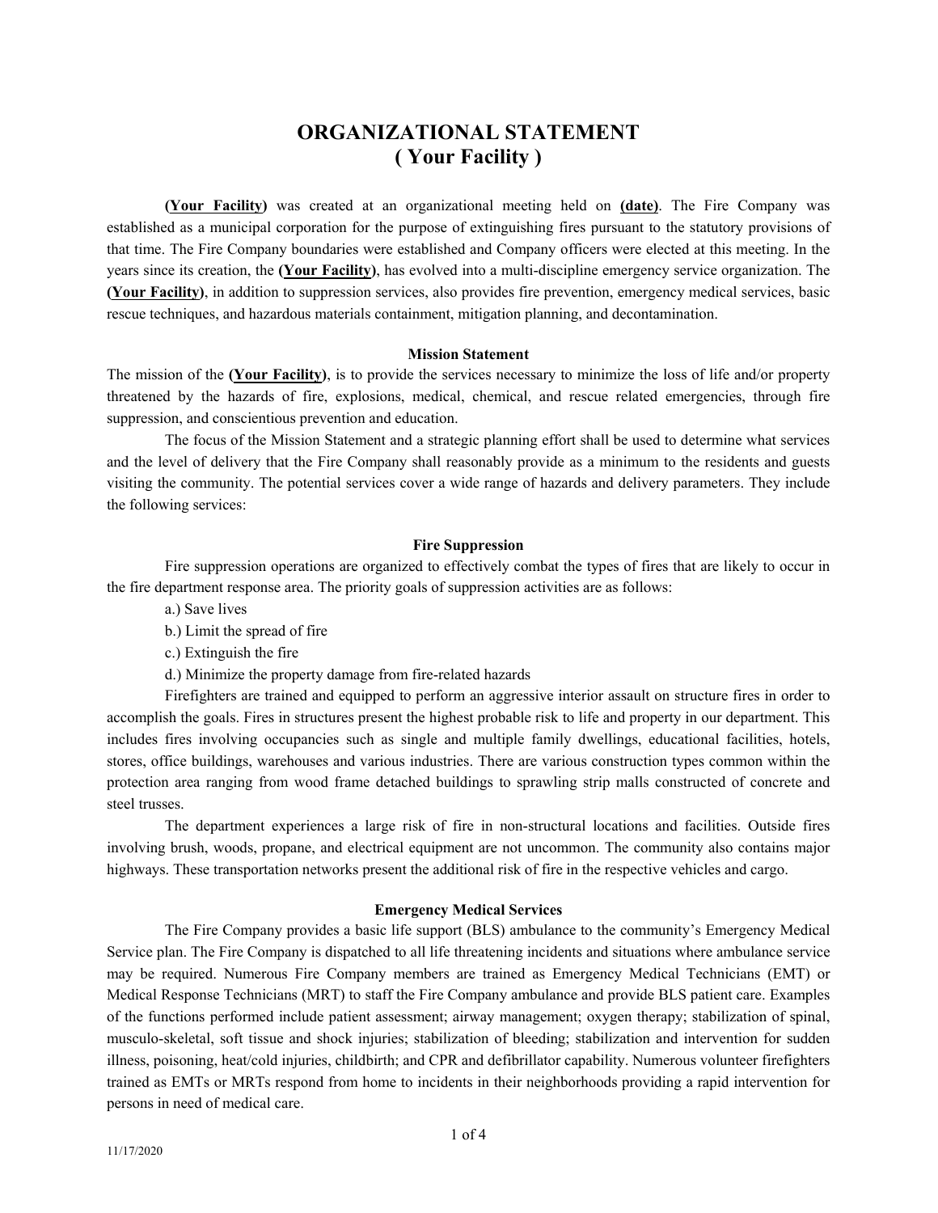# ORGANIZATIONAL STATEMENT
# ( Your Facility )

**(Your Facility)** was created at an organizational meeting held on **(date)**. The Fire Company was established as a municipal corporation for the purpose of extinguishing fires pursuant to the statutory provisions of that time. The Fire Company boundaries were established and Company officers were elected at this meeting. In the years since its creation, the **(Your Facility)**, has evolved into a multi-discipline emergency service organization. The **(Your Facility)**, in addition to suppression services, also provides fire prevention, emergency medical services, basic rescue techniques, and hazardous materials containment, mitigation planning, and decontamination.

### Mission Statement

The mission of the **(Your Facility)**, is to provide the services necessary to minimize the loss of life and/or property threatened by the hazards of fire, explosions, medical, chemical, and rescue related emergencies, through fire suppression, and conscientious prevention and education.

The focus of the Mission Statement and a strategic planning effort shall be used to determine what services and the level of delivery that the Fire Company shall reasonably provide as a minimum to the residents and guests visiting the community. The potential services cover a wide range of hazards and delivery parameters. They include the following services:

### Fire Suppression

Fire suppression operations are organized to effectively combat the types of fires that are likely to occur in the fire department response area. The priority goals of suppression activities are as follows:

a.) Save lives

b.) Limit the spread of fire

c.) Extinguish the fire

d.) Minimize the property damage from fire-related hazards

Firefighters are trained and equipped to perform an aggressive interior assault on structure fires in order to accomplish the goals. Fires in structures present the highest probable risk to life and property in our department. This includes fires involving occupancies such as single and multiple family dwellings, educational facilities, hotels, stores, office buildings, warehouses and various industries. There are various construction types common within the protection area ranging from wood frame detached buildings to sprawling strip malls constructed of concrete and steel trusses.

The department experiences a large risk of fire in non-structural locations and facilities. Outside fires involving brush, woods, propane, and electrical equipment are not uncommon. The community also contains major highways. These transportation networks present the additional risk of fire in the respective vehicles and cargo.

### Emergency Medical Services

The Fire Company provides a basic life support (BLS) ambulance to the community's Emergency Medical Service plan. The Fire Company is dispatched to all life threatening incidents and situations where ambulance service may be required. Numerous Fire Company members are trained as Emergency Medical Technicians (EMT) or Medical Response Technicians (MRT) to staff the Fire Company ambulance and provide BLS patient care. Examples of the functions performed include patient assessment; airway management; oxygen therapy; stabilization of spinal, musculo-skeletal, soft tissue and shock injuries; stabilization of bleeding; stabilization and intervention for sudden illness, poisoning, heat/cold injuries, childbirth; and CPR and defibrillator capability. Numerous volunteer firefighters trained as EMTs or MRTs respond from home to incidents in their neighborhoods providing a rapid intervention for persons in need of medical care.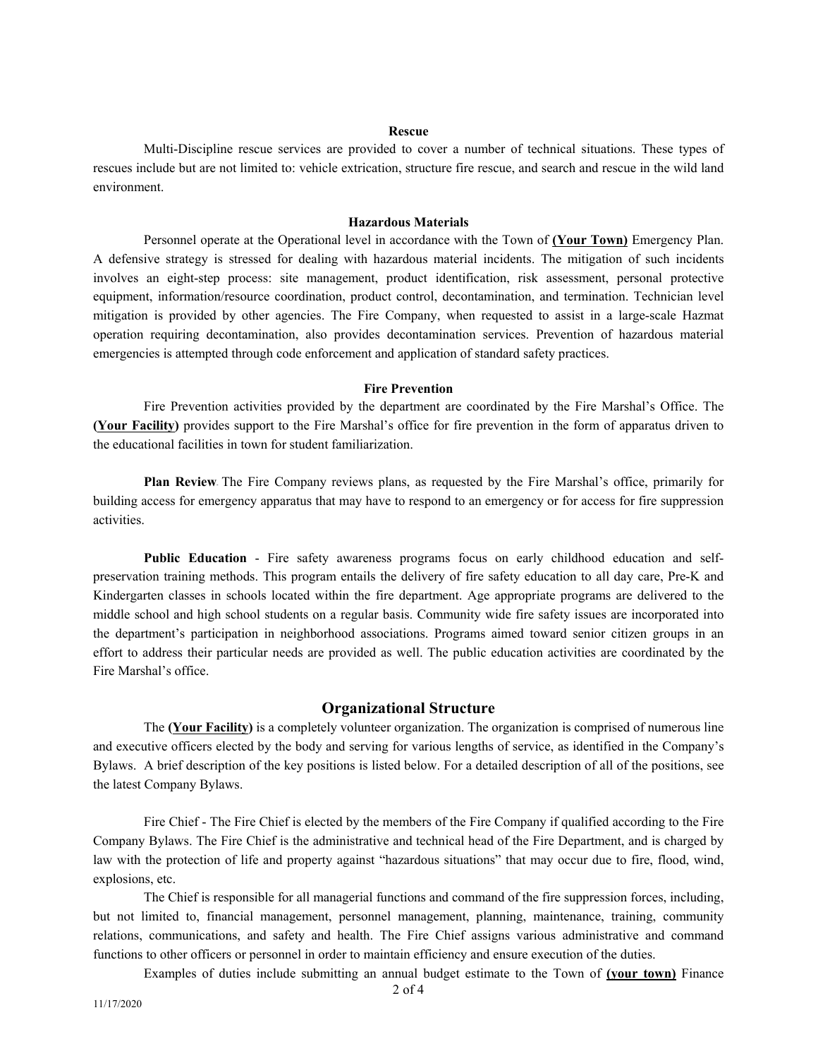### Rescue

Multi-Discipline rescue services are provided to cover a number of technical situations. These types of rescues include but are not limited to: vehicle extrication, structure fire rescue, and search and rescue in the wild land environment.

### Hazardous Materials

Personnel operate at the Operational level in accordance with the Town of **(Your Town)** Emergency Plan. A defensive strategy is stressed for dealing with hazardous material incidents. The mitigation of such incidents involves an eight-step process: site management, product identification, risk assessment, personal protective equipment, information/resource coordination, product control, decontamination, and termination. Technician level mitigation is provided by other agencies. The Fire Company, when requested to assist in a large-scale Hazmat operation requiring decontamination, also provides decontamination services. Prevention of hazardous material emergencies is attempted through code enforcement and application of standard safety practices.

### Fire Prevention

Fire Prevention activities provided by the department are coordinated by the Fire Marshal's Office. The **(Your Facility)** provides support to the Fire Marshal's office for fire prevention in the form of apparatus driven to the educational facilities in town for student familiarization.

**Plan Review**. The Fire Company reviews plans, as requested by the Fire Marshal's office, primarily for building access for emergency apparatus that may have to respond to an emergency or for access for fire suppression activities.

**Public Education** - Fire safety awareness programs focus on early childhood education and self-preservation training methods. This program entails the delivery of fire safety education to all day care, Pre-K and Kindergarten classes in schools located within the fire department. Age appropriate programs are delivered to the middle school and high school students on a regular basis. Community wide fire safety issues are incorporated into the department's participation in neighborhood associations. Programs aimed toward senior citizen groups in an effort to address their particular needs are provided as well. The public education activities are coordinated by the Fire Marshal's office.

## Organizational Structure

The **(Your Facility)** is a completely volunteer organization. The organization is comprised of numerous line and executive officers elected by the body and serving for various lengths of service, as identified in the Company's Bylaws. A brief description of the key positions is listed below. For a detailed description of all of the positions, see the latest Company Bylaws.

Fire Chief - The Fire Chief is elected by the members of the Fire Company if qualified according to the Fire Company Bylaws. The Fire Chief is the administrative and technical head of the Fire Department, and is charged by law with the protection of life and property against "hazardous situations" that may occur due to fire, flood, wind, explosions, etc.

The Chief is responsible for all managerial functions and command of the fire suppression forces, including, but not limited to, financial management, personnel management, planning, maintenance, training, community relations, communications, and safety and health. The Fire Chief assigns various administrative and command functions to other officers or personnel in order to maintain efficiency and ensure execution of the duties.

Examples of duties include submitting an annual budget estimate to the Town of **(your town)** Finance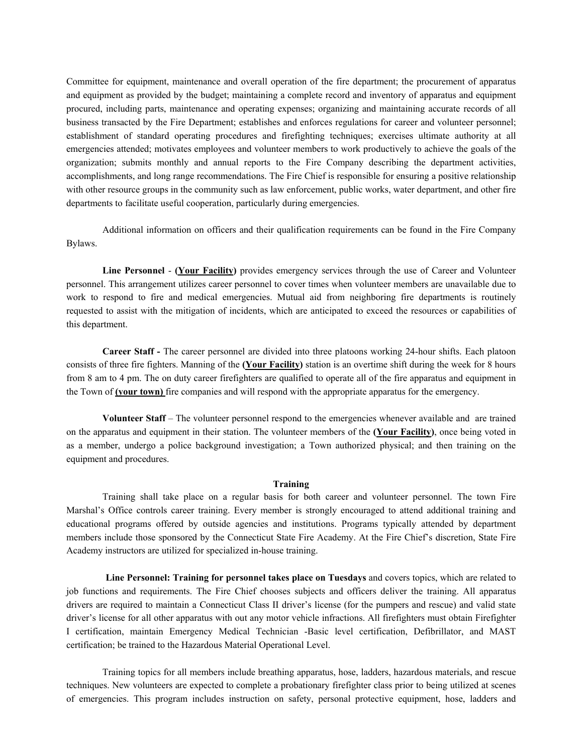Committee for equipment, maintenance and overall operation of the fire department; the procurement of apparatus and equipment as provided by the budget; maintaining a complete record and inventory of apparatus and equipment procured, including parts, maintenance and operating expenses; organizing and maintaining accurate records of all business transacted by the Fire Department; establishes and enforces regulations for career and volunteer personnel; establishment of standard operating procedures and firefighting techniques; exercises ultimate authority at all emergencies attended; motivates employees and volunteer members to work productively to achieve the goals of the organization; submits monthly and annual reports to the Fire Company describing the department activities, accomplishments, and long range recommendations. The Fire Chief is responsible for ensuring a positive relationship with other resource groups in the community such as law enforcement, public works, water department, and other fire departments to facilitate useful cooperation, particularly during emergencies.

Additional information on officers and their qualification requirements can be found in the Fire Company Bylaws.

**Line Personnel** - **(Your Facility)** provides emergency services through the use of Career and Volunteer personnel. This arrangement utilizes career personnel to cover times when volunteer members are unavailable due to work to respond to fire and medical emergencies. Mutual aid from neighboring fire departments is routinely requested to assist with the mitigation of incidents, which are anticipated to exceed the resources or capabilities of this department.

**Career Staff -** The career personnel are divided into three platoons working 24-hour shifts. Each platoon consists of three fire fighters. Manning of the **(Your Facility)** station is an overtime shift during the week for 8 hours from 8 am to 4 pm. The on duty career firefighters are qualified to operate all of the fire apparatus and equipment in the Town of **(your town)** fire companies and will respond with the appropriate apparatus for the emergency.

**Volunteer Staff** – The volunteer personnel respond to the emergencies whenever available and are trained on the apparatus and equipment in their station. The volunteer members of the **(Your Facility)**, once being voted in as a member, undergo a police background investigation; a Town authorized physical; and then training on the equipment and procedures.

**Training**

Training shall take place on a regular basis for both career and volunteer personnel. The town Fire Marshal's Office controls career training. Every member is strongly encouraged to attend additional training and educational programs offered by outside agencies and institutions. Programs typically attended by department members include those sponsored by the Connecticut State Fire Academy. At the Fire Chief's discretion, State Fire Academy instructors are utilized for specialized in-house training.

**Line Personnel: Training for personnel takes place on Tuesdays** and covers topics, which are related to job functions and requirements. The Fire Chief chooses subjects and officers deliver the training. All apparatus drivers are required to maintain a Connecticut Class II driver's license (for the pumpers and rescue) and valid state driver's license for all other apparatus with out any motor vehicle infractions. All firefighters must obtain Firefighter I certification, maintain Emergency Medical Technician -Basic level certification, Defibrillator, and MAST certification; be trained to the Hazardous Material Operational Level.

Training topics for all members include breathing apparatus, hose, ladders, hazardous materials, and rescue techniques. New volunteers are expected to complete a probationary firefighter class prior to being utilized at scenes of emergencies. This program includes instruction on safety, personal protective equipment, hose, ladders and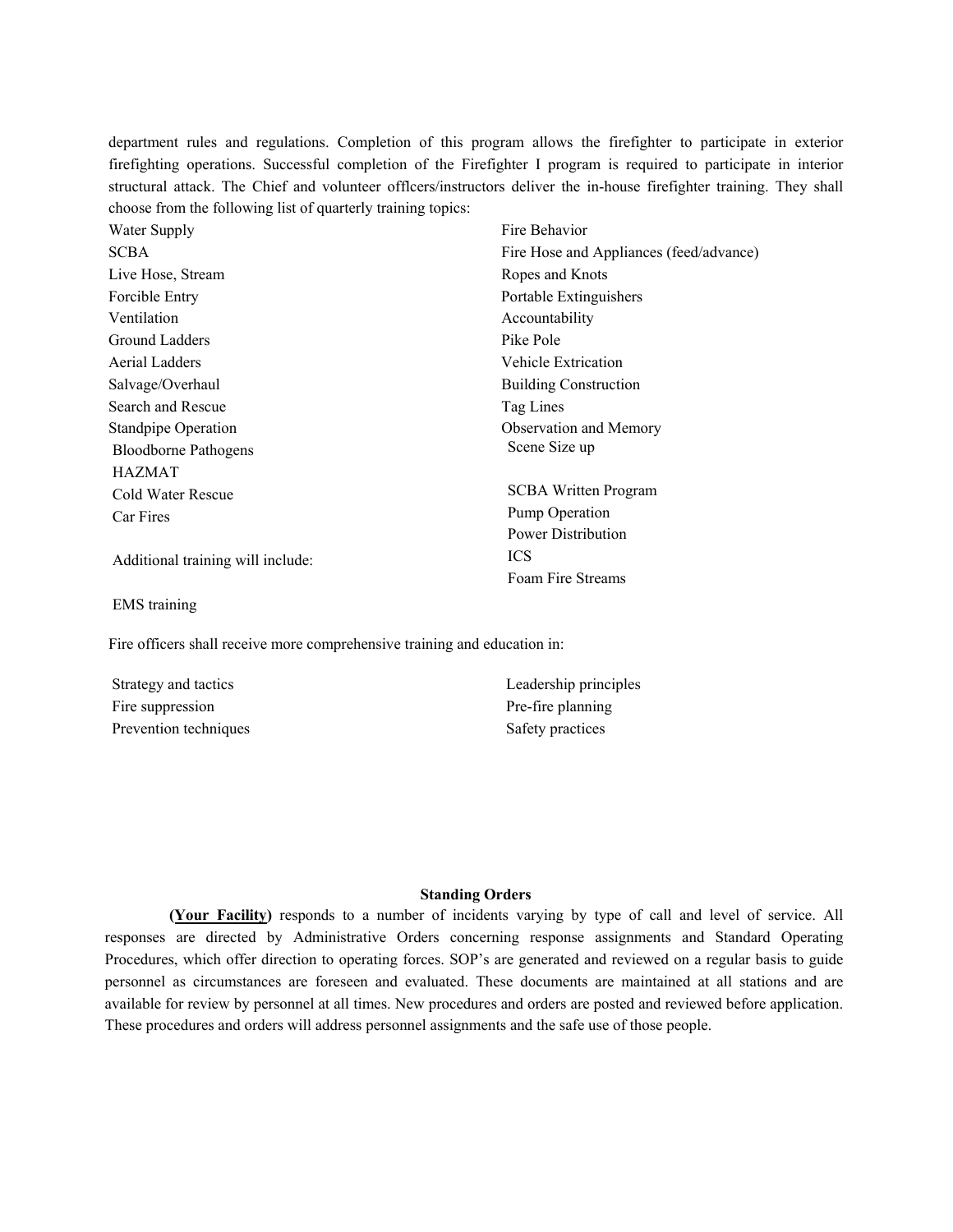department rules and regulations. Completion of this program allows the firefighter to participate in exterior firefighting operations. Successful completion of the Firefighter I program is required to participate in interior structural attack. The Chief and volunteer offlcers/instructors deliver the in-house firefighter training. They shall choose from the following list of quarterly training topics:

Water Supply
SCBA
Live Hose, Stream
Forcible Entry
Ventilation
Ground Ladders
Aerial Ladders
Salvage/Overhaul
Search and Rescue
Standpipe Operation
Bloodborne Pathogens
HAZMAT
Cold Water Rescue
Car Fires

Fire Behavior
Fire Hose and Appliances (feed/advance)
Ropes and Knots
Portable Extinguishers
Accountability
Pike Pole
Vehicle Extrication
Building Construction
Tag Lines
Observation and Memory
Scene Size up

SCBA Written Program
Pump Operation
Power Distribution
ICS
Foam Fire Streams

Additional training will include:

EMS training

Fire officers shall receive more comprehensive training and education in:

Strategy and tactics
Fire suppression
Prevention techniques
Leadership principles
Pre-fire planning
Safety practices

## Standing Orders

**(<u>Your Facility</u>)** responds to a number of incidents varying by type of call and level of service. All responses are directed by Administrative Orders concerning response assignments and Standard Operating Procedures, which offer direction to operating forces. SOP's are generated and reviewed on a regular basis to guide personnel as circumstances are foreseen and evaluated. These documents are maintained at all stations and are available for review by personnel at all times. New procedures and orders are posted and reviewed before application. These procedures and orders will address personnel assignments and the safe use of those people.